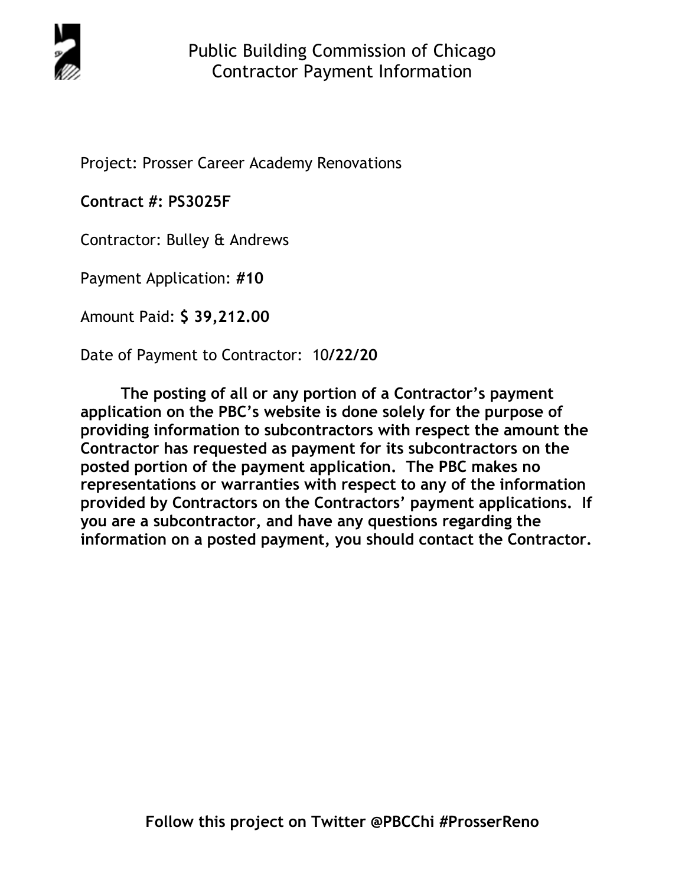# Public Building Commission of Chicago
## Contractor Payment Information

Project: Prosser Career Academy Renovations

**Contract #: PS3025F**

Contractor: Bulley & Andrews

Payment Application: **#10**

Amount Paid: **$ 39,212.00**

Date of Payment to Contractor: 10/**22/20**

**The posting of all or any portion of a Contractor's payment application on the PBC's website is done solely for the purpose of providing information to subcontractors with respect the amount the Contractor has requested as payment for its subcontractors on the posted portion of the payment application. The PBC makes no representations or warranties with respect to any of the information provided by Contractors on the Contractors' payment applications. If you are a subcontractor, and have any questions regarding the information on a posted payment, you should contact the Contractor.**

**Follow this project on Twitter @PBCChi #ProsserReno**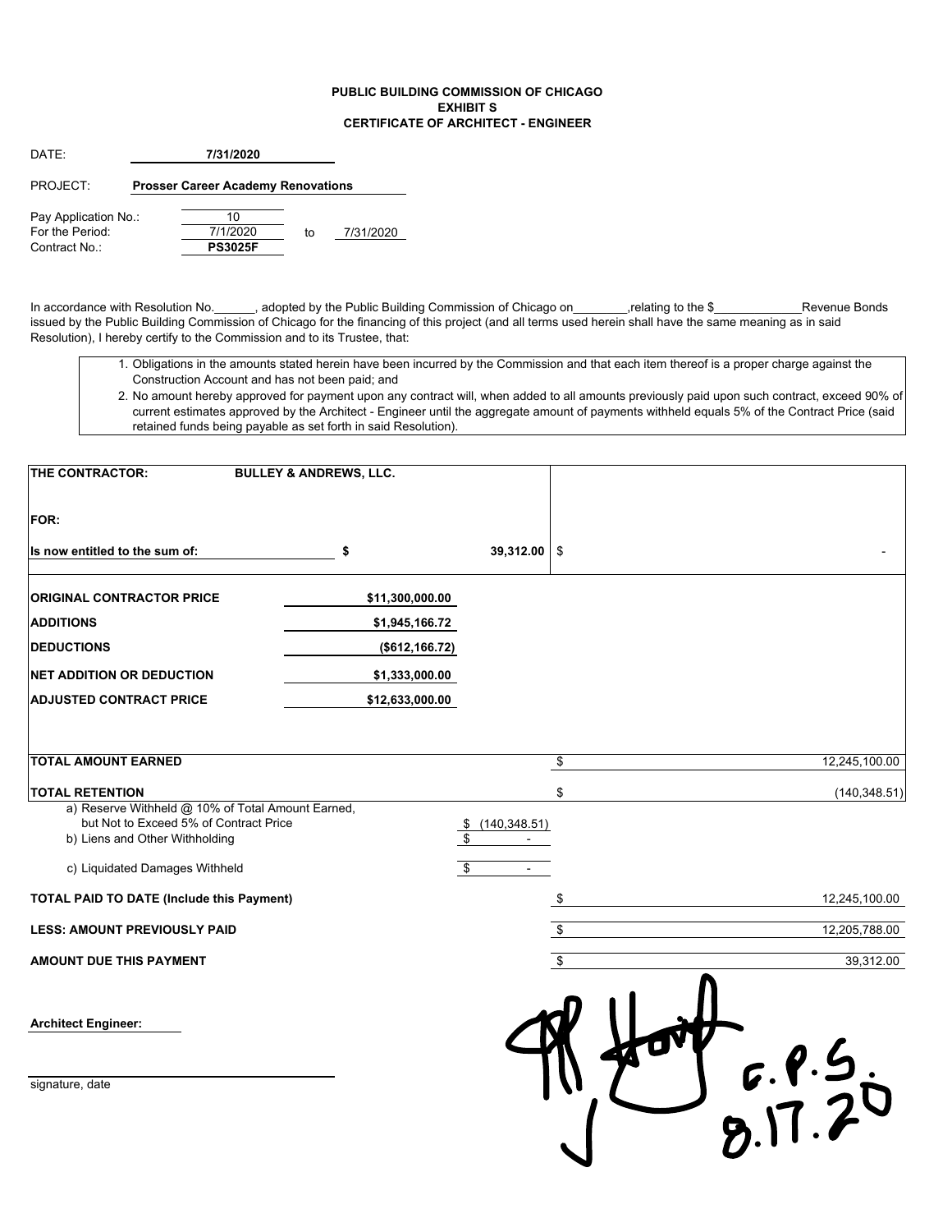**PUBLIC BUILDING COMMISSION OF CHICAGO**
**EXHIBIT S**
**CERTIFICATE OF ARCHITECT - ENGINEER**

DATE: **7/31/2020**

PROJECT: **Prosser Career Academy Renovations**

Pay Application No.: 10
For the Period: 7/1/2020 to 7/31/2020
Contract No.: **PS3025F**

In accordance with Resolution No.______, adopted by the Public Building Commission of Chicago on________,relating to the $____________Revenue Bonds issued by the Public Building Commission of Chicago for the financing of this project (and all terms used herein shall have the same meaning as in said Resolution), I hereby certify to the Commission and to its Trustee, that:

1. Obligations in the amounts stated herein have been incurred by the Commission and that each item thereof is a proper charge against the Construction Account and has not been paid; and
2. No amount hereby approved for payment upon any contract will, when added to all amounts previously paid upon such contract, exceed 90% of current estimates approved by the Architect - Engineer until the aggregate amount of payments withheld equals 5% of the Contract Price (said retained funds being payable as set forth in said Resolution).

| | | | |
|---|---|---|---|
| **THE CONTRACTOR:** | **BULLEY & ANDREWS, LLC.** | | |
| **FOR:** | | | |
| **Is now entitled to the sum of:** | **$** | **39,312.00** | $ - |
| **ORIGINAL CONTRACTOR PRICE** | **$11,300,000.00** | | |
| **ADDITIONS** | **$1,945,166.72** | | |
| **DEDUCTIONS** | **($612,166.72)** | | |
| **NET ADDITION OR DEDUCTION** | **$1,333,000.00** | | |
| **ADJUSTED CONTRACT PRICE** | **$12,633,000.00** | | |
| **TOTAL AMOUNT EARNED** | | | $ 12,245,100.00 |
| **TOTAL RETENTION** | | | $ (140,348.51) |
| a) Reserve Withheld @ 10% of Total Amount Earned, but Not to Exceed 5% of Contract Price | | $ (140,348.51) | |
| b) Liens and Other Withholding | | $ - | |
| c) Liquidated Damages Withheld | | $ - | |
| **TOTAL PAID TO DATE (Include this Payment)** | | | $ 12,245,100.00 |
| **LESS: AMOUNT PREVIOUSLY PAID** | | | $ 12,205,788.00 |
| **AMOUNT DUE THIS PAYMENT** | | | $ 39,312.00 |

**Architect Engineer:**

signature, date

C.P.S. 8.17.20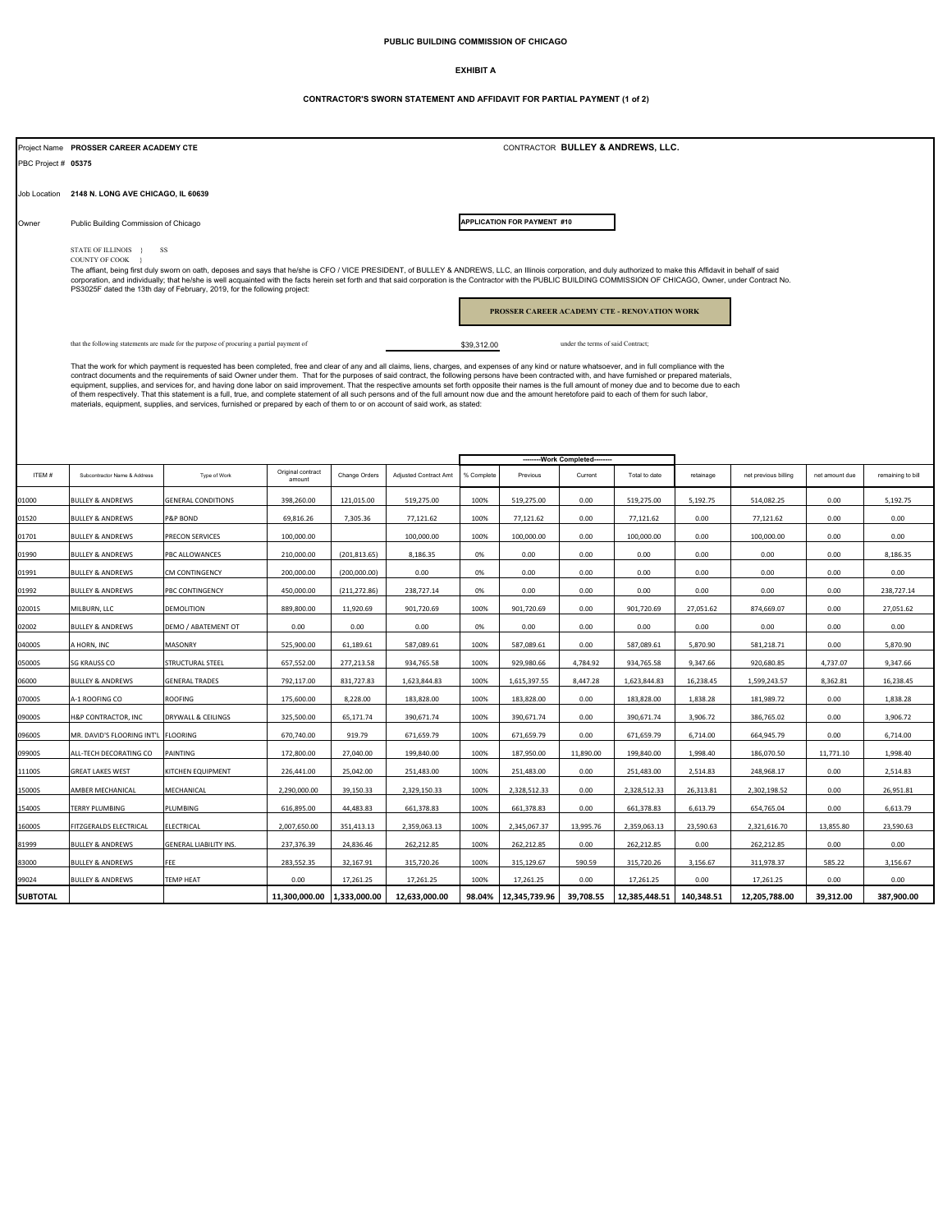PUBLIC BUILDING COMMISSION OF CHICAGO

**EXHIBIT A**

**CONTRACTOR'S SWORN STATEMENT AND AFFIDAVIT FOR PARTIAL PAYMENT (1 of 2)**

Project Name **PROSSER CAREER ACADEMY CTE**

CONTRACTOR **BULLEY & ANDREWS, LLC.**

PBC Project # **05375**

Job Location **2148 N. LONG AVE CHICAGO, IL 60639**

Owner Public Building Commission of Chicago

**APPLICATION FOR PAYMENT #10**

STATE OF ILLINOIS } SS
COUNTY OF COOK }

The affiant, being first duly sworn on oath, deposes and says that he/she is CFO / VICE PRESIDENT, OF BULLEY & ANDREWS, LLC, an Illinois corporation, and duly authorized to make this Affidavit in behalf of said corporation, and individually; that he/she is well acquainted with the facts herein set forth and that said corporation is the Contractor with the PUBLIC BUILDING COMMISSION OF CHICAGO, Owner, under Contract No. PS3025F dated the 13th day of February, 2019, for the following project:

**PROSSER CAREER ACADEMY CTE - RENOVATION WORK**

that the following statements are made for the purpose of procuring a partial payment of $39,312.00 under the terms of said Contract;

That the work for which payment is requested has been completed, free and clear of any and all claims, liens, charges, and expenses of any kind or nature whatsoever, and in full compliance with the contract documents and the requirements of said Owner under them. That for the purposes of said contract, the following persons have been contracted with, and have furnished or prepared materials, equipment, supplies, and services for, and having done labor on said improvement. That the respective amounts set forth opposite their names is the full amount of money due and to become due to each of them respectively. That this statement is a full, true, and complete statement of all such persons and of the full amount now due and the amount heretofore paid to each of them for such labor, materials, equipment, supplies, and services, furnished or prepared by each of them to or on account of said work, as stated:

| | | | | | | --------Work Completed-------- | | | | | | | | |
|---|---|---|---|---|---|---|---|---|---|---|---|---|---|
| ITEM # | Subcontractor Name & Address | Type of Work | Original contract amount | Change Orders | Adjusted Contract Amt | % Complete | Previous | Current | Total to date | retainage | net previous billing | net amount due | remaining to bill |
| 01000 | BULLEY & ANDREWS | GENERAL CONDITIONS | 398,260.00 | 121,015.00 | 519,275.00 | 100% | 519,275.00 | 0.00 | 519,275.00 | 5,192.75 | 514,082.25 | 0.00 | 5,192.75 |
| 01520 | BULLEY & ANDREWS | P&P BOND | 69,816.26 | 7,305.36 | 77,121.62 | 100% | 77,121.62 | 0.00 | 77,121.62 | 0.00 | 77,121.62 | 0.00 | 0.00 |
| 01701 | BULLEY & ANDREWS | PRECON SERVICES | 100,000.00 | | 100,000.00 | 100% | 100,000.00 | 0.00 | 100,000.00 | 0.00 | 100,000.00 | 0.00 | 0.00 |
| 01990 | BULLEY & ANDREWS | PBC ALLOWANCES | 210,000.00 | (201,813.65) | 8,186.35 | 0% | 0.00 | 0.00 | 0.00 | 0.00 | 0.00 | 0.00 | 8,186.35 |
| 01991 | BULLEY & ANDREWS | CM CONTINGENCY | 200,000.00 | (200,000.00) | 0.00 | 0% | 0.00 | 0.00 | 0.00 | 0.00 | 0.00 | 0.00 | 0.00 |
| 01992 | BULLEY & ANDREWS | PBC CONTINGENCY | 450,000.00 | (211,272.86) | 238,727.14 | 0% | 0.00 | 0.00 | 0.00 | 0.00 | 0.00 | 0.00 | 238,727.14 |
| 02001S | MILBURN, LLC | DEMOLITION | 889,800.00 | 11,920.69 | 901,720.69 | 100% | 901,720.69 | 0.00 | 901,720.69 | 27,051.62 | 874,669.07 | 0.00 | 27,051.62 |
| 02002 | BULLEY & ANDREWS | DEMO / ABATEMENT OT | 0.00 | 0.00 | 0.00 | 0% | 0.00 | 0.00 | 0.00 | 0.00 | 0.00 | 0.00 | 0.00 |
| 04000S | A HORN, INC | MASONRY | 525,900.00 | 61,189.61 | 587,089.61 | 100% | 587,089.61 | 0.00 | 587,089.61 | 5,870.90 | 581,218.71 | 0.00 | 5,870.90 |
| 05000S | SG KRAUSS CO | STRUCTURAL STEEL | 657,552.00 | 277,213.58 | 934,765.58 | 100% | 929,980.66 | 4,784.92 | 934,765.58 | 9,347.66 | 920,680.85 | 4,737.07 | 9,347.66 |
| 06000 | BULLEY & ANDREWS | GENERAL TRADES | 792,117.00 | 831,727.83 | 1,623,844.83 | 100% | 1,615,397.55 | 8,447.28 | 1,623,844.83 | 16,238.45 | 1,599,243.57 | 8,362.81 | 16,238.45 |
| 07000S | A-1 ROOFING CO | ROOFING | 175,600.00 | 8,228.00 | 183,828.00 | 100% | 183,828.00 | 0.00 | 183,828.00 | 1,838.28 | 181,989.72 | 0.00 | 1,838.28 |
| 09000S | H&P CONTRACTOR, INC | DRYWALL & CEILINGS | 325,500.00 | 65,171.74 | 390,671.74 | 100% | 390,671.74 | 0.00 | 390,671.74 | 3,906.72 | 386,765.02 | 0.00 | 3,906.72 |
| 09600S | MR. DAVID'S FLOORING INT'L | FLOORING | 670,740.00 | 919.79 | 671,659.79 | 100% | 671,659.79 | 0.00 | 671,659.79 | 6,714.00 | 664,945.79 | 0.00 | 6,714.00 |
| 09900S | ALL-TECH DECORATING CO | PAINTING | 172,800.00 | 27,040.00 | 199,840.00 | 100% | 187,950.00 | 11,890.00 | 199,840.00 | 1,998.40 | 186,070.50 | 11,771.10 | 1,998.40 |
| 11100S | GREAT LAKES WEST | KITCHEN EQUIPMENT | 226,441.00 | 25,042.00 | 251,483.00 | 100% | 251,483.00 | 0.00 | 251,483.00 | 2,514.83 | 248,968.17 | 0.00 | 2,514.83 |
| 15000S | AMBER MECHANICAL | MECHANICAL | 2,290,000.00 | 39,150.33 | 2,329,150.33 | 100% | 2,328,512.33 | 0.00 | 2,328,512.33 | 26,313.81 | 2,302,198.52 | 0.00 | 26,951.81 |
| 15400S | TERRY PLUMBING | PLUMBING | 616,895.00 | 44,483.83 | 661,378.83 | 100% | 661,378.83 | 0.00 | 661,378.83 | 6,613.79 | 654,765.04 | 0.00 | 6,613.79 |
| 16000S | FITZGERALDS ELECTRICAL | ELECTRICAL | 2,007,650.00 | 351,413.13 | 2,359,063.13 | 100% | 2,345,067.37 | 13,995.76 | 2,359,063.13 | 23,590.63 | 2,321,616.70 | 13,855.80 | 23,590.63 |
| 81999 | BULLEY & ANDREWS | GENERAL LIABILITY INS. | 237,376.39 | 24,836.46 | 262,212.85 | 100% | 262,212.85 | 0.00 | 262,212.85 | 0.00 | 262,212.85 | 0.00 | 0.00 |
| 83000 | BULLEY & ANDREWS | FEE | 283,552.35 | 32,167.91 | 315,720.26 | 100% | 315,129.67 | 590.59 | 315,720.26 | 3,156.67 | 311,978.37 | 585.22 | 3,156.67 |
| 99024 | BULLEY & ANDREWS | TEMP HEAT | 0.00 | 17,261.25 | 17,261.25 | 100% | 17,261.25 | 0.00 | 17,261.25 | 0.00 | 17,261.25 | 0.00 | 0.00 |
| **SUBTOTAL** | | | **11,300,000.00** | **1,333,000.00** | **12,633,000.00** | **98.04%** | **12,345,739.96** | **39,708.55** | **12,385,448.51** | **140,348.51** | **12,205,788.00** | **39,312.00** | **387,900.00** |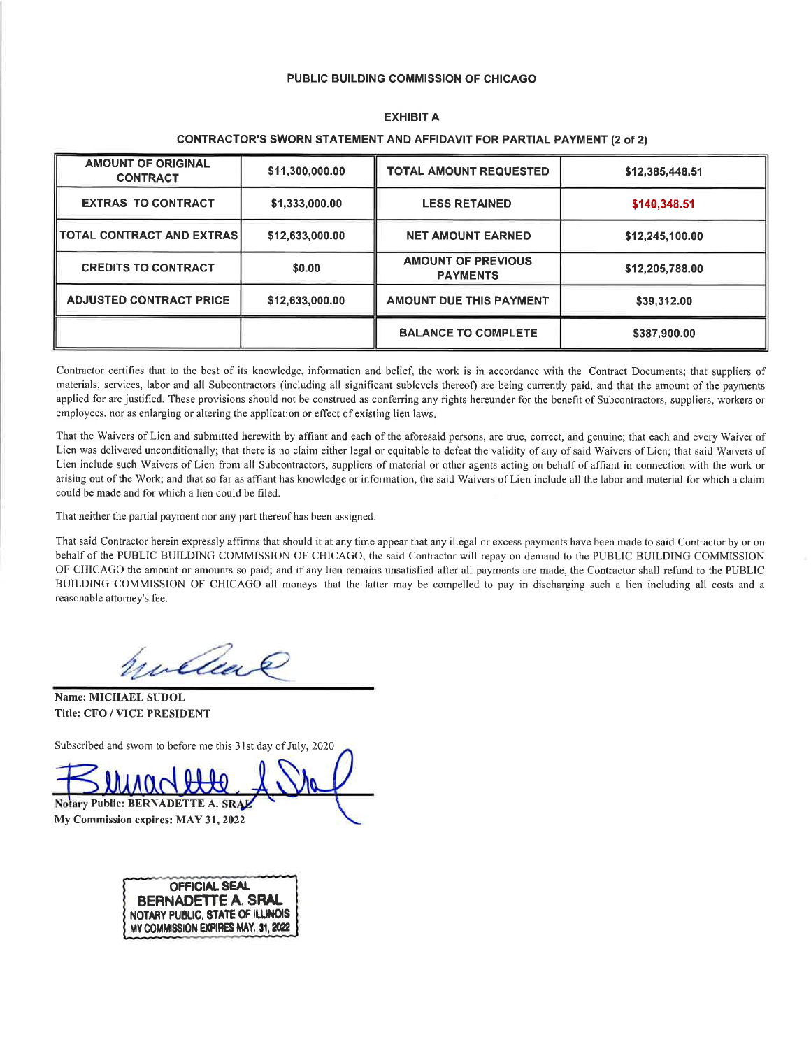**PUBLIC BUILDING COMMISSION OF CHICAGO**

**EXHIBIT A**

**CONTRACTOR'S SWORN STATEMENT AND AFFIDAVIT FOR PARTIAL PAYMENT (2 of 2)**

| | | | |
|---|---|---|---|
| **AMOUNT OF ORIGINAL CONTRACT** | **$11,300,000.00** | **TOTAL AMOUNT REQUESTED** | **$12,385,448.51** |
| **EXTRAS TO CONTRACT** | **$1,333,000.00** | **LESS RETAINED** | **$140,348.51** |
| **TOTAL CONTRACT AND EXTRAS** | **$12,633,000.00** | **NET AMOUNT EARNED** | **$12,245,100.00** |
| **CREDITS TO CONTRACT** | **$0.00** | **AMOUNT OF PREVIOUS PAYMENTS** | **$12,205,788.00** |
| **ADJUSTED CONTRACT PRICE** | **$12,633,000.00** | **AMOUNT DUE THIS PAYMENT** | **$39,312.00** |
| | | **BALANCE TO COMPLETE** | **$387,900.00** |

Contractor certifies that to the best of its knowledge, information and belief, the work is in accordance with the Contract Documents; that suppliers of materials, services, labor and all Subcontractors (including all significant sublevels thereof) are being currently paid, and that the amount of the payments applied for are justified. These provisions should not be construed as conferring any rights hereunder for the benefit of Subcontractors, suppliers, workers or employees, nor as enlarging or altering the application or effect of existing lien laws.

That the Waivers of Lien and submitted herewith by affiant and each of the aforesaid persons, are true, correct, and genuine; that each and every Waiver of Lien was delivered unconditionally; that there is no claim either legal or equitable to defeat the validity of any of said Waivers of Lien; that said Waivers of Lien include such Waivers of Lien from all Subcontractors, suppliers of material or other agents acting on behalf of affiant in connection with the work or arising out of the Work; and that so far as affiant has knowledge or information, the said Waivers of Lien include all the labor and material for which a claim could be made and for which a lien could be filed.

That neither the partial payment nor any part thereof has been assigned.

That said Contractor herein expressly affirms that should it at any time appear that any illegal or excess payments have been made to said Contractor by or on behalf of the PUBLIC BUILDING COMMISSION OF CHICAGO, the said Contractor will repay on demand to the PUBLIC BUILDING COMMISSION OF CHICAGO the amount or amounts so paid; and if any lien remains unsatisfied after all payments are made, the Contractor shall refund to the PUBLIC BUILDING COMMISSION OF CHICAGO all moneys that the latter may be compelled to pay in discharging such a lien including all costs and a reasonable attorney's fee.

**Name: MICHAEL SUDOL**
**Title: CFO / VICE PRESIDENT**

Subscribed and sworn to before me this 31st day of July, 2020

**Notary Public: BERNADETTE A. SRAL**
**My Commission expires: MAY 31, 2022**

OFFICIAL SEAL
BERNADETTE A. SRAL
NOTARY PUBLIC, STATE OF ILLINOIS
MY COMMISSION EXPIRES MAY. 31, 2022